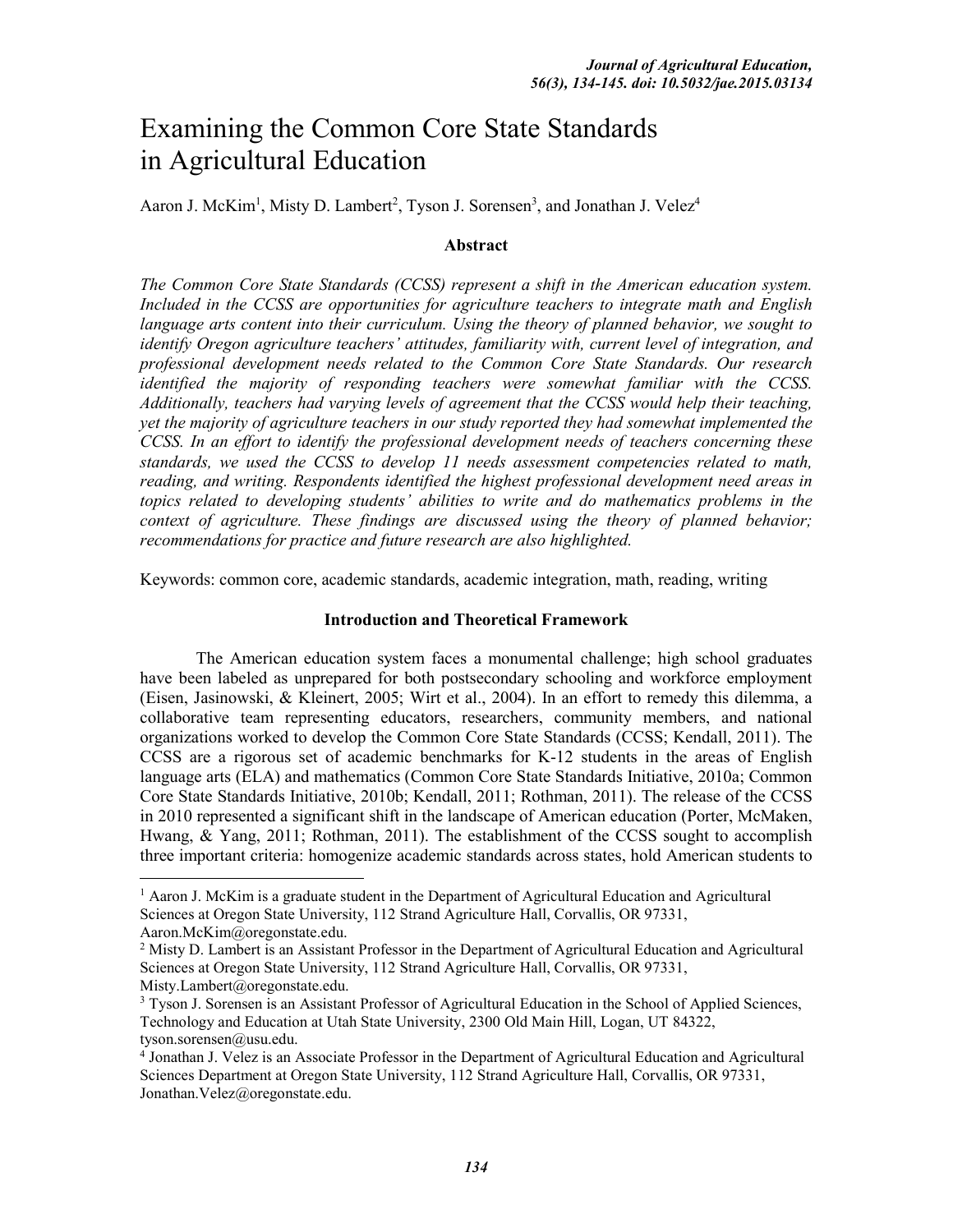# Examining the Common Core State Standards in Agricultural Education

Aaron J. McKim[1], Misty D. Lambert[2], Tyson J. Sorensen[3], and Jonathan J. Velez[4]

### Abstract

*The Common Core State Standards (CCSS) represent a shift in the American education system. Included in the CCSS are opportunities for agriculture teachers to integrate math and English language arts content into their curriculum. Using the theory of planned behavior, we sought to identify Oregon agriculture teachers' attitudes, familiarity with, current level of integration, and professional development needs related to the Common Core State Standards. Our research identified the majority of responding teachers were somewhat familiar with the CCSS. Additionally, teachers had varying levels of agreement that the CCSS would help their teaching, yet the majority of agriculture teachers in our study reported they had somewhat implemented the CCSS. In an effort to identify the professional development needs of teachers concerning these standards, we used the CCSS to develop 11 needs assessment competencies related to math, reading, and writing. Respondents identified the highest professional development need areas in topics related to developing students' abilities to write and do mathematics problems in the context of agriculture. These findings are discussed using the theory of planned behavior; recommendations for practice and future research are also highlighted.*

Keywords: common core, academic standards, academic integration, math, reading, writing

### Introduction and Theoretical Framework

The American education system faces a monumental challenge; high school graduates have been labeled as unprepared for both postsecondary schooling and workforce employment (Eisen, Jasinowski, & Kleinert, 2005; Wirt et al., 2004). In an effort to remedy this dilemma, a collaborative team representing educators, researchers, community members, and national organizations worked to develop the Common Core State Standards (CCSS; Kendall, 2011). The CCSS are a rigorous set of academic benchmarks for K-12 students in the areas of English language arts (ELA) and mathematics (Common Core State Standards Initiative, 2010a; Common Core State Standards Initiative, 2010b; Kendall, 2011; Rothman, 2011). The release of the CCSS in 2010 represented a significant shift in the landscape of American education (Porter, McMaken, Hwang, & Yang, 2011; Rothman, 2011). The establishment of the CCSS sought to accomplish three important criteria: homogenize academic standards across states, hold American students to

---

[1] Aaron J. McKim is a graduate student in the Department of Agricultural Education and Agricultural Sciences at Oregon State University, 112 Strand Agriculture Hall, Corvallis, OR 97331, Aaron.McKim@oregonstate.edu.

[2] Misty D. Lambert is an Assistant Professor in the Department of Agricultural Education and Agricultural Sciences at Oregon State University, 112 Strand Agriculture Hall, Corvallis, OR 97331, Misty.Lambert@oregonstate.edu.

[3] Tyson J. Sorensen is an Assistant Professor of Agricultural Education in the School of Applied Sciences, Technology and Education at Utah State University, 2300 Old Main Hill, Logan, UT 84322, tyson.sorensen@usu.edu.

[4] Jonathan J. Velez is an Associate Professor in the Department of Agricultural Education and Agricultural Sciences Department at Oregon State University, 112 Strand Agriculture Hall, Corvallis, OR 97331, Jonathan.Velez@oregonstate.edu.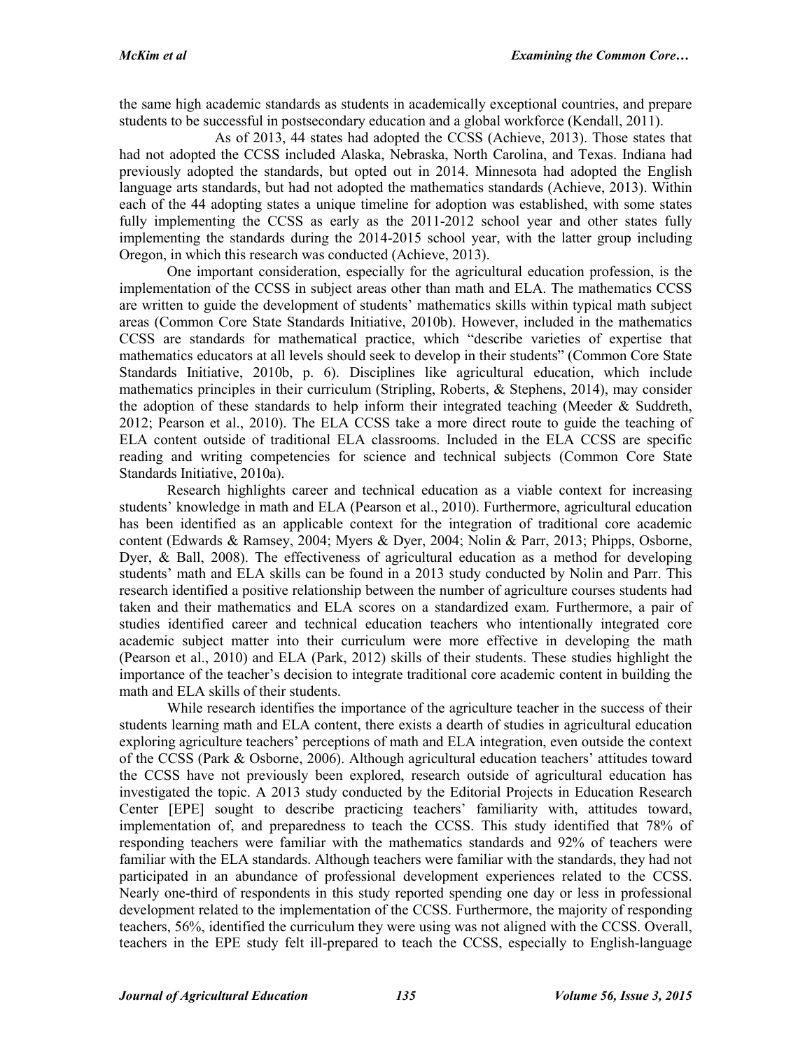the same high academic standards as students in academically exceptional countries, and prepare students to be successful in postsecondary education and a global workforce (Kendall, 2011).

As of 2013, 44 states had adopted the CCSS (Achieve, 2013). Those states that had not adopted the CCSS included Alaska, Nebraska, North Carolina, and Texas. Indiana had previously adopted the standards, but opted out in 2014. Minnesota had adopted the English language arts standards, but had not adopted the mathematics standards (Achieve, 2013). Within each of the 44 adopting states a unique timeline for adoption was established, with some states fully implementing the CCSS as early as the 2011-2012 school year and other states fully implementing the standards during the 2014-2015 school year, with the latter group including Oregon, in which this research was conducted (Achieve, 2013).

One important consideration, especially for the agricultural education profession, is the implementation of the CCSS in subject areas other than math and ELA. The mathematics CCSS are written to guide the development of students' mathematics skills within typical math subject areas (Common Core State Standards Initiative, 2010b). However, included in the mathematics CCSS are standards for mathematical practice, which "describe varieties of expertise that mathematics educators at all levels should seek to develop in their students" (Common Core State Standards Initiative, 2010b, p. 6). Disciplines like agricultural education, which include mathematics principles in their curriculum (Stripling, Roberts, & Stephens, 2014), may consider the adoption of these standards to help inform their integrated teaching (Meeder & Suddreth, 2012; Pearson et al., 2010). The ELA CCSS take a more direct route to guide the teaching of ELA content outside of traditional ELA classrooms. Included in the ELA CCSS are specific reading and writing competencies for science and technical subjects (Common Core State Standards Initiative, 2010a).

Research highlights career and technical education as a viable context for increasing students' knowledge in math and ELA (Pearson et al., 2010). Furthermore, agricultural education has been identified as an applicable context for the integration of traditional core academic content (Edwards & Ramsey, 2004; Myers & Dyer, 2004; Nolin & Parr, 2013; Phipps, Osborne, Dyer, & Ball, 2008). The effectiveness of agricultural education as a method for developing students' math and ELA skills can be found in a 2013 study conducted by Nolin and Parr. This research identified a positive relationship between the number of agriculture courses students had taken and their mathematics and ELA scores on a standardized exam. Furthermore, a pair of studies identified career and technical education teachers who intentionally integrated core academic subject matter into their curriculum were more effective in developing the math (Pearson et al., 2010) and ELA (Park, 2012) skills of their students. These studies highlight the importance of the teacher's decision to integrate traditional core academic content in building the math and ELA skills of their students.

While research identifies the importance of the agriculture teacher in the success of their students learning math and ELA content, there exists a dearth of studies in agricultural education exploring agriculture teachers' perceptions of math and ELA integration, even outside the context of the CCSS (Park & Osborne, 2006). Although agricultural education teachers' attitudes toward the CCSS have not previously been explored, research outside of agricultural education has investigated the topic. A 2013 study conducted by the Editorial Projects in Education Research Center [EPE] sought to describe practicing teachers' familiarity with, attitudes toward, implementation of, and preparedness to teach the CCSS. This study identified that 78% of responding teachers were familiar with the mathematics standards and 92% of teachers were familiar with the ELA standards. Although teachers were familiar with the standards, they had not participated in an abundance of professional development experiences related to the CCSS. Nearly one-third of respondents in this study reported spending one day or less in professional development related to the implementation of the CCSS. Furthermore, the majority of responding teachers, 56%, identified the curriculum they were using was not aligned with the CCSS. Overall, teachers in the EPE study felt ill-prepared to teach the CCSS, especially to English-language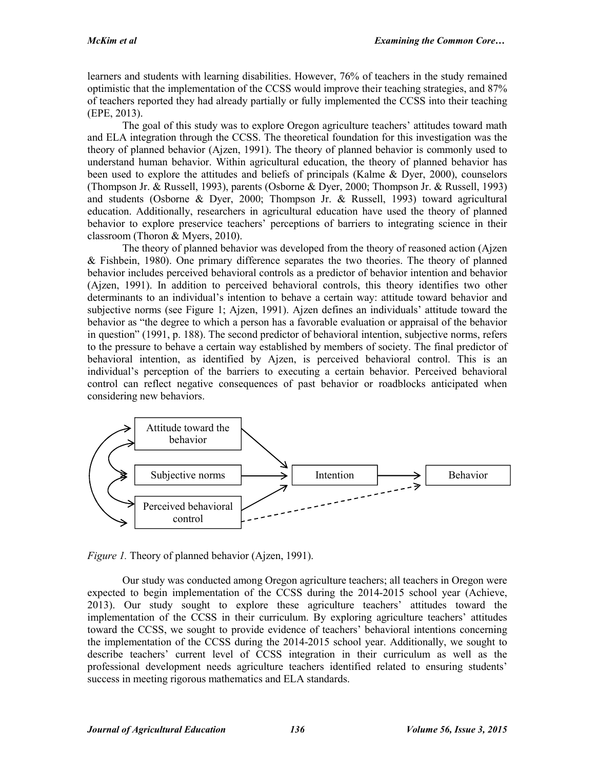learners and students with learning disabilities. However, 76% of teachers in the study remained optimistic that the implementation of the CCSS would improve their teaching strategies, and 87% of teachers reported they had already partially or fully implemented the CCSS into their teaching (EPE, 2013).

The goal of this study was to explore Oregon agriculture teachers' attitudes toward math and ELA integration through the CCSS. The theoretical foundation for this investigation was the theory of planned behavior (Ajzen, 1991). The theory of planned behavior is commonly used to understand human behavior. Within agricultural education, the theory of planned behavior has been used to explore the attitudes and beliefs of principals (Kalme & Dyer, 2000), counselors (Thompson Jr. & Russell, 1993), parents (Osborne & Dyer, 2000; Thompson Jr. & Russell, 1993) and students (Osborne & Dyer, 2000; Thompson Jr. & Russell, 1993) toward agricultural education. Additionally, researchers in agricultural education have used the theory of planned behavior to explore preservice teachers' perceptions of barriers to integrating science in their classroom (Thoron & Myers, 2010).

The theory of planned behavior was developed from the theory of reasoned action (Ajzen & Fishbein, 1980). One primary difference separates the two theories. The theory of planned behavior includes perceived behavioral controls as a predictor of behavior intention and behavior (Ajzen, 1991). In addition to perceived behavioral controls, this theory identifies two other determinants to an individual's intention to behave a certain way: attitude toward behavior and subjective norms (see Figure 1; Ajzen, 1991). Ajzen defines an individuals' attitude toward the behavior as "the degree to which a person has a favorable evaluation or appraisal of the behavior in question" (1991, p. 188). The second predictor of behavioral intention, subjective norms, refers to the pressure to behave a certain way established by members of society. The final predictor of behavioral intention, as identified by Ajzen, is perceived behavioral control. This is an individual's perception of the barriers to executing a certain behavior. Perceived behavioral control can reflect negative consequences of past behavior or roadblocks anticipated when considering new behaviors.

Attitude toward the behavior

Subjective norms

Perceived behavioral control

Intention

Behavior

*Figure 1.* Theory of planned behavior (Ajzen, 1991).

Our study was conducted among Oregon agriculture teachers; all teachers in Oregon were expected to begin implementation of the CCSS during the 2014-2015 school year (Achieve, 2013). Our study sought to explore these agriculture teachers' attitudes toward the implementation of the CCSS in their curriculum. By exploring agriculture teachers' attitudes toward the CCSS, we sought to provide evidence of teachers' behavioral intentions concerning the implementation of the CCSS during the 2014-2015 school year. Additionally, we sought to describe teachers' current level of CCSS integration in their curriculum as well as the professional development needs agriculture teachers identified related to ensuring students' success in meeting rigorous mathematics and ELA standards.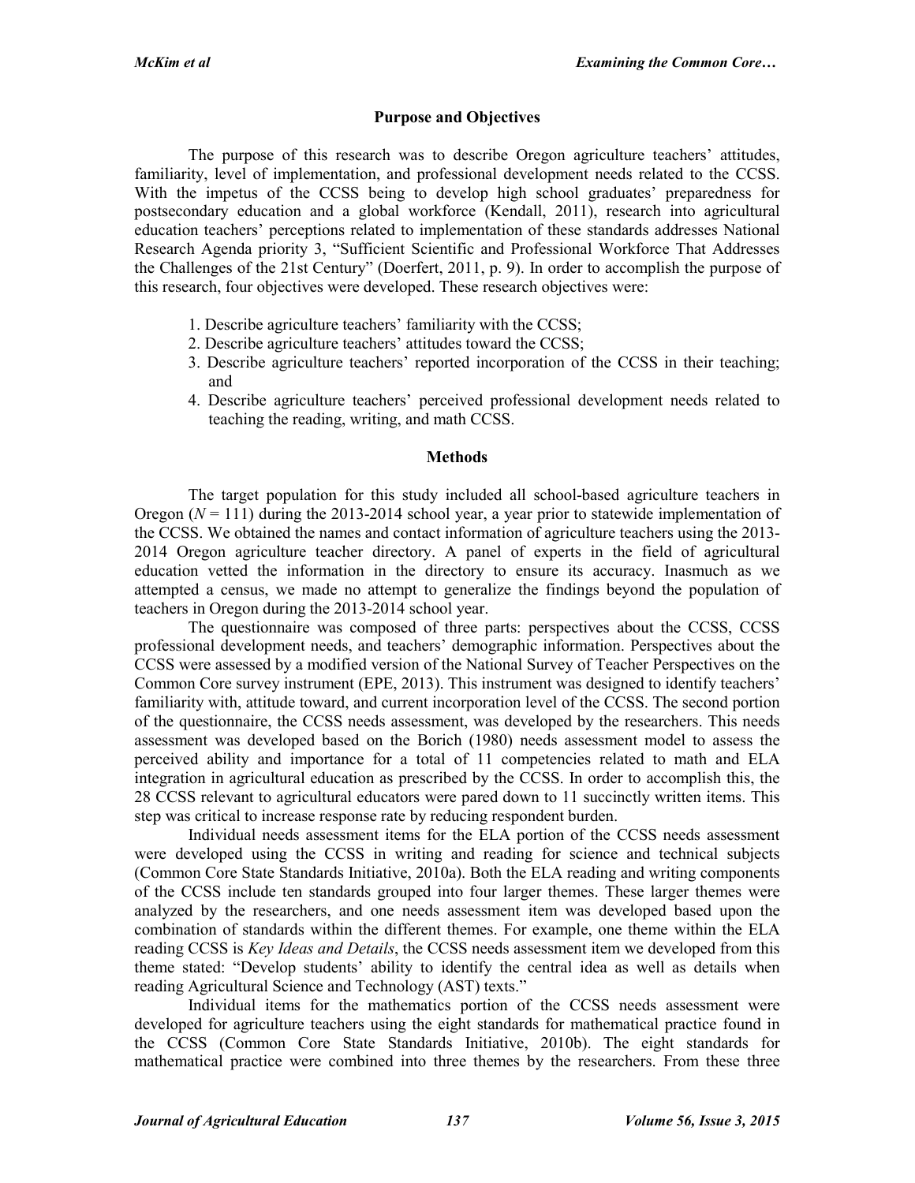## Purpose and Objectives

The purpose of this research was to describe Oregon agriculture teachers' attitudes, familiarity, level of implementation, and professional development needs related to the CCSS. With the impetus of the CCSS being to develop high school graduates' preparedness for postsecondary education and a global workforce (Kendall, 2011), research into agricultural education teachers' perceptions related to implementation of these standards addresses National Research Agenda priority 3, "Sufficient Scientific and Professional Workforce That Addresses the Challenges of the 21st Century" (Doerfert, 2011, p. 9). In order to accomplish the purpose of this research, four objectives were developed. These research objectives were:

1. Describe agriculture teachers' familiarity with the CCSS;
2. Describe agriculture teachers' attitudes toward the CCSS;
3. Describe agriculture teachers' reported incorporation of the CCSS in their teaching; and
4. Describe agriculture teachers' perceived professional development needs related to teaching the reading, writing, and math CCSS.

## Methods

The target population for this study included all school-based agriculture teachers in Oregon ($N = 111$) during the 2013-2014 school year, a year prior to statewide implementation of the CCSS. We obtained the names and contact information of agriculture teachers using the 2013-2014 Oregon agriculture teacher directory. A panel of experts in the field of agricultural education vetted the information in the directory to ensure its accuracy. Inasmuch as we attempted a census, we made no attempt to generalize the findings beyond the population of teachers in Oregon during the 2013-2014 school year.

The questionnaire was composed of three parts: perspectives about the CCSS, CCSS professional development needs, and teachers' demographic information. Perspectives about the CCSS were assessed by a modified version of the National Survey of Teacher Perspectives on the Common Core survey instrument (EPE, 2013). This instrument was designed to identify teachers' familiarity with, attitude toward, and current incorporation level of the CCSS. The second portion of the questionnaire, the CCSS needs assessment, was developed by the researchers. This needs assessment was developed based on the Borich (1980) needs assessment model to assess the perceived ability and importance for a total of 11 competencies related to math and ELA integration in agricultural education as prescribed by the CCSS. In order to accomplish this, the 28 CCSS relevant to agricultural educators were pared down to 11 succinctly written items. This step was critical to increase response rate by reducing respondent burden.

Individual needs assessment items for the ELA portion of the CCSS needs assessment were developed using the CCSS in writing and reading for science and technical subjects (Common Core State Standards Initiative, 2010a). Both the ELA reading and writing components of the CCSS include ten standards grouped into four larger themes. These larger themes were analyzed by the researchers, and one needs assessment item was developed based upon the combination of standards within the different themes. For example, one theme within the ELA reading CCSS is *Key Ideas and Details*, the CCSS needs assessment item we developed from this theme stated: "Develop students' ability to identify the central idea as well as details when reading Agricultural Science and Technology (AST) texts."

Individual items for the mathematics portion of the CCSS needs assessment were developed for agriculture teachers using the eight standards for mathematical practice found in the CCSS (Common Core State Standards Initiative, 2010b). The eight standards for mathematical practice were combined into three themes by the researchers. From these three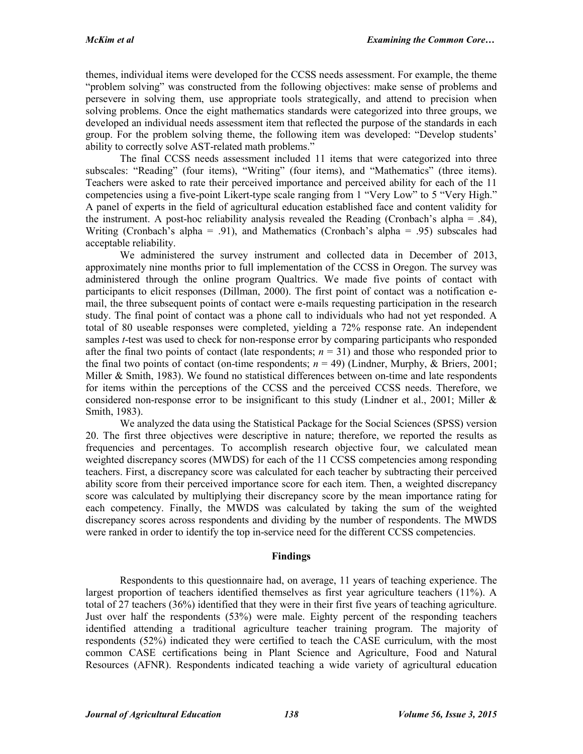themes, individual items were developed for the CCSS needs assessment. For example, the theme "problem solving" was constructed from the following objectives: make sense of problems and persevere in solving them, use appropriate tools strategically, and attend to precision when solving problems. Once the eight mathematics standards were categorized into three groups, we developed an individual needs assessment item that reflected the purpose of the standards in each group. For the problem solving theme, the following item was developed: "Develop students' ability to correctly solve AST-related math problems."

The final CCSS needs assessment included 11 items that were categorized into three subscales: "Reading" (four items), "Writing" (four items), and "Mathematics" (three items). Teachers were asked to rate their perceived importance and perceived ability for each of the 11 competencies using a five-point Likert-type scale ranging from 1 "Very Low" to 5 "Very High." A panel of experts in the field of agricultural education established face and content validity for the instrument. A post-hoc reliability analysis revealed the Reading (Cronbach's alpha = .84), Writing (Cronbach's alpha = .91), and Mathematics (Cronbach's alpha = .95) subscales had acceptable reliability.

We administered the survey instrument and collected data in December of 2013, approximately nine months prior to full implementation of the CCSS in Oregon. The survey was administered through the online program Qualtrics. We made five points of contact with participants to elicit responses (Dillman, 2000). The first point of contact was a notification e-mail, the three subsequent points of contact were e-mails requesting participation in the research study. The final point of contact was a phone call to individuals who had not yet responded. A total of 80 useable responses were completed, yielding a 72% response rate. An independent samples *t*-test was used to check for non-response error by comparing participants who responded after the final two points of contact (late respondents; $n = 31$) and those who responded prior to the final two points of contact (on-time respondents; $n = 49$) (Lindner, Murphy, & Briers, 2001; Miller & Smith, 1983). We found no statistical differences between on-time and late respondents for items within the perceptions of the CCSS and the perceived CCSS needs. Therefore, we considered non-response error to be insignificant to this study (Lindner et al., 2001; Miller & Smith, 1983).

We analyzed the data using the Statistical Package for the Social Sciences (SPSS) version 20. The first three objectives were descriptive in nature; therefore, we reported the results as frequencies and percentages. To accomplish research objective four, we calculated mean weighted discrepancy scores (MWDS) for each of the 11 CCSS competencies among responding teachers. First, a discrepancy score was calculated for each teacher by subtracting their perceived ability score from their perceived importance score for each item. Then, a weighted discrepancy score was calculated by multiplying their discrepancy score by the mean importance rating for each competency. Finally, the MWDS was calculated by taking the sum of the weighted discrepancy scores across respondents and dividing by the number of respondents. The MWDS were ranked in order to identify the top in-service need for the different CCSS competencies.

## Findings

Respondents to this questionnaire had, on average, 11 years of teaching experience. The largest proportion of teachers identified themselves as first year agriculture teachers (11%). A total of 27 teachers (36%) identified that they were in their first five years of teaching agriculture. Just over half the respondents (53%) were male. Eighty percent of the responding teachers identified attending a traditional agriculture teacher training program. The majority of respondents (52%) indicated they were certified to teach the CASE curriculum, with the most common CASE certifications being in Plant Science and Agriculture, Food and Natural Resources (AFNR). Respondents indicated teaching a wide variety of agricultural education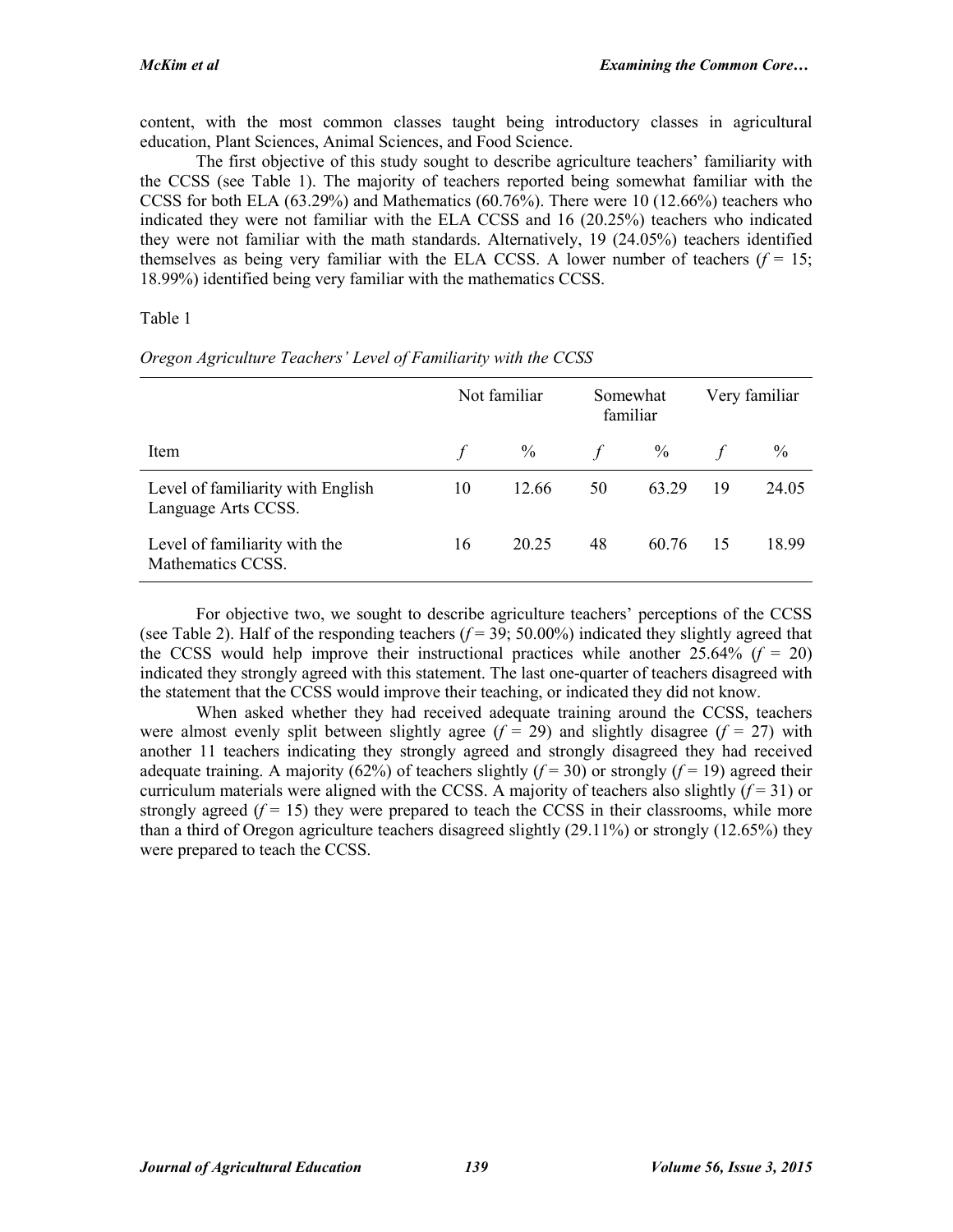content, with the most common classes taught being introductory classes in agricultural education, Plant Sciences, Animal Sciences, and Food Science.

The first objective of this study sought to describe agriculture teachers' familiarity with the CCSS (see Table 1). The majority of teachers reported being somewhat familiar with the CCSS for both ELA (63.29%) and Mathematics (60.76%). There were 10 (12.66%) teachers who indicated they were not familiar with the ELA CCSS and 16 (20.25%) teachers who indicated they were not familiar with the math standards. Alternatively, 19 (24.05%) teachers identified themselves as being very familiar with the ELA CCSS. A lower number of teachers ($f$ = 15; 18.99%) identified being very familiar with the mathematics CCSS.

Table 1

*Oregon Agriculture Teachers' Level of Familiarity with the CCSS*

| | Not familiar | | Somewhat familiar | | Very familiar | |
|---|---|---|---|---|---|---|
| Item | $f$ | % | $f$ | % | $f$ | % |
| Level of familiarity with English Language Arts CCSS. | 10 | 12.66 | 50 | 63.29 | 19 | 24.05 |
| Level of familiarity with the Mathematics CCSS. | 16 | 20.25 | 48 | 60.76 | 15 | 18.99 |

For objective two, we sought to describe agriculture teachers' perceptions of the CCSS (see Table 2). Half of the responding teachers ($f$ = 39; 50.00%) indicated they slightly agreed that the CCSS would help improve their instructional practices while another 25.64% ($f$ = 20) indicated they strongly agreed with this statement. The last one-quarter of teachers disagreed with the statement that the CCSS would improve their teaching, or indicated they did not know.

When asked whether they had received adequate training around the CCSS, teachers were almost evenly split between slightly agree ($f$ = 29) and slightly disagree ($f$ = 27) with another 11 teachers indicating they strongly agreed and strongly disagreed they had received adequate training. A majority (62%) of teachers slightly ($f$ = 30) or strongly ($f$ = 19) agreed their curriculum materials were aligned with the CCSS. A majority of teachers also slightly ($f$ = 31) or strongly agreed ($f$ = 15) they were prepared to teach the CCSS in their classrooms, while more than a third of Oregon agriculture teachers disagreed slightly (29.11%) or strongly (12.65%) they were prepared to teach the CCSS.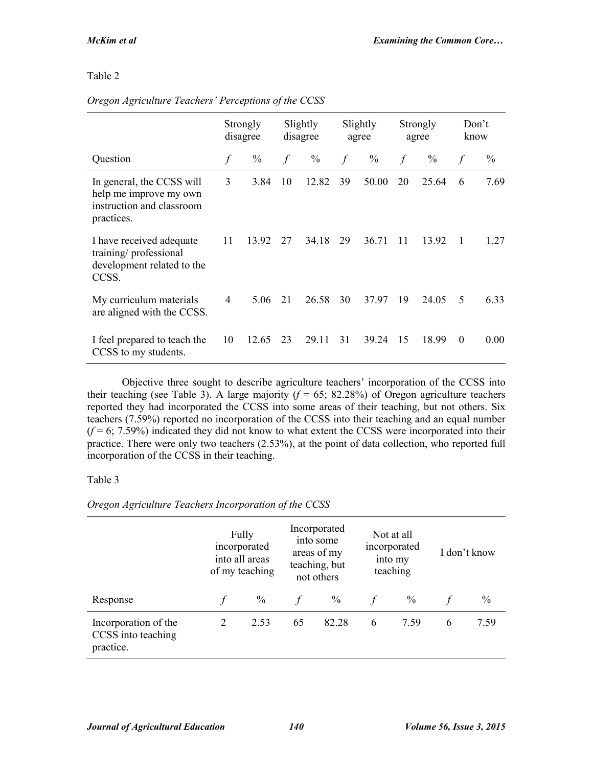Table 2

*Oregon Agriculture Teachers' Perceptions of the CCSS*

| | Strongly disagree | | Slightly disagree | | Slightly agree | | Strongly agree | | Don't know | |
|---|---|---|---|---|---|---|---|---|---|---|
| Question | *f* | % | *f* | % | *f* | % | *f* | % | *f* | % |
| In general, the CCSS will help me improve my own instruction and classroom practices. | 3 | 3.84 | 10 | 12.82 | 39 | 50.00 | 20 | 25.64 | 6 | 7.69 |
| I have received adequate training/ professional development related to the CCSS. | 11 | 13.92 | 27 | 34.18 | 29 | 36.71 | 11 | 13.92 | 1 | 1.27 |
| My curriculum materials are aligned with the CCSS. | 4 | 5.06 | 21 | 26.58 | 30 | 37.97 | 19 | 24.05 | 5 | 6.33 |
| I feel prepared to teach the CCSS to my students. | 10 | 12.65 | 23 | 29.11 | 31 | 39.24 | 15 | 18.99 | 0 | 0.00 |

Objective three sought to describe agriculture teachers' incorporation of the CCSS into their teaching (see Table 3). A large majority (*f* = 65; 82.28%) of Oregon agriculture teachers reported they had incorporated the CCSS into some areas of their teaching, but not others. Six teachers (7.59%) reported no incorporation of the CCSS into their teaching and an equal number (*f* = 6; 7.59%) indicated they did not know to what extent the CCSS were incorporated into their practice. There were only two teachers (2.53%), at the point of data collection, who reported full incorporation of the CCSS in their teaching.

Table 3

*Oregon Agriculture Teachers Incorporation of the CCSS*

| | Fully incorporated into all areas of my teaching | | Incorporated into some areas of my teaching, but not others | | Not at all incorporated into my teaching | | I don't know | |
|---|---|---|---|---|---|---|---|---|
| Response | *f* | % | *f* | % | *f* | % | *f* | % |
| Incorporation of the CCSS into teaching practice. | 2 | 2.53 | 65 | 82.28 | 6 | 7.59 | 6 | 7.59 |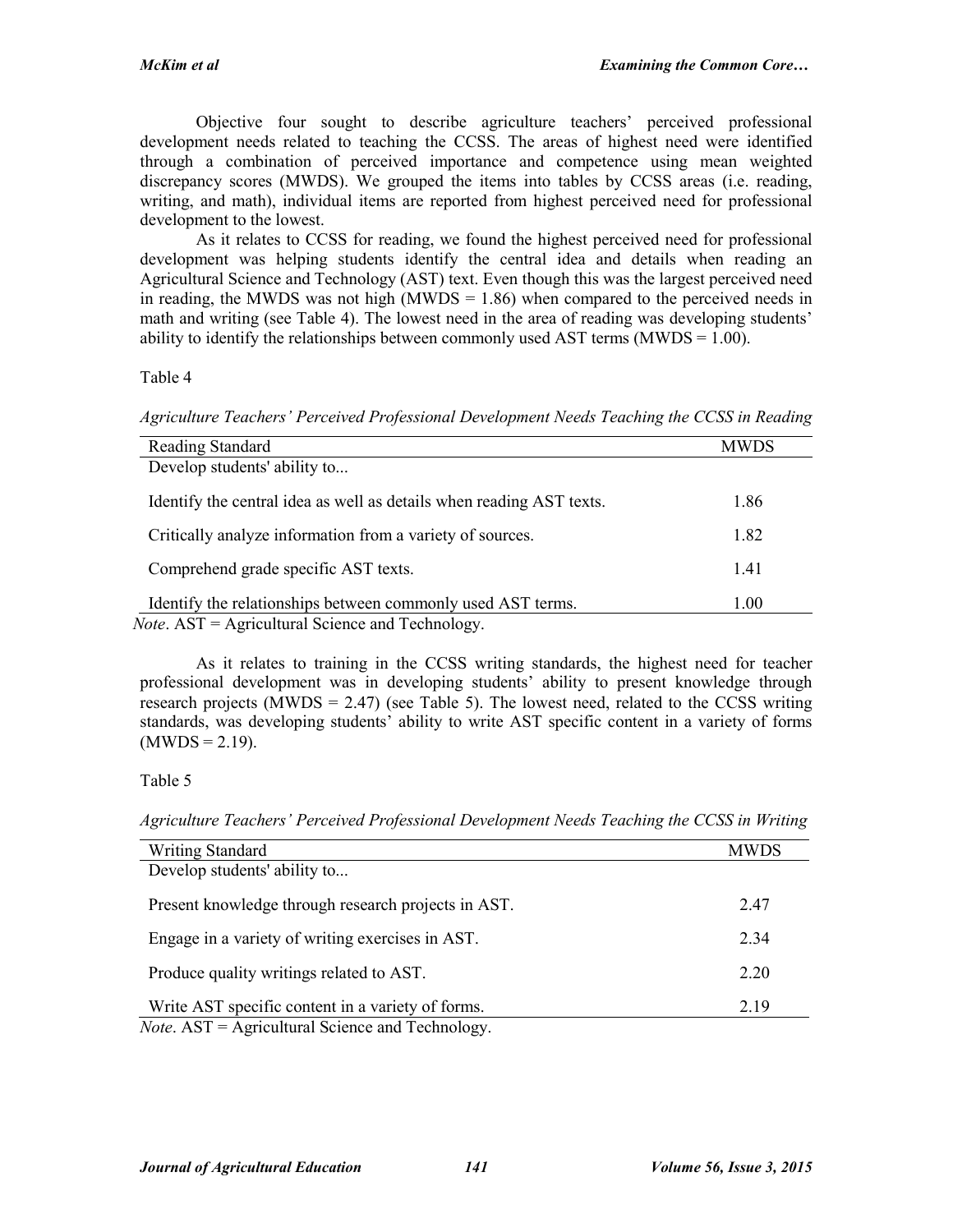Objective four sought to describe agriculture teachers' perceived professional development needs related to teaching the CCSS. The areas of highest need were identified through a combination of perceived importance and competence using mean weighted discrepancy scores (MWDS). We grouped the items into tables by CCSS areas (i.e. reading, writing, and math), individual items are reported from highest perceived need for professional development to the lowest.

As it relates to CCSS for reading, we found the highest perceived need for professional development was helping students identify the central idea and details when reading an Agricultural Science and Technology (AST) text. Even though this was the largest perceived need in reading, the MWDS was not high (MWDS = 1.86) when compared to the perceived needs in math and writing (see Table 4). The lowest need in the area of reading was developing students' ability to identify the relationships between commonly used AST terms (MWDS = 1.00).

Table 4

*Agriculture Teachers' Perceived Professional Development Needs Teaching the CCSS in Reading*

| Reading Standard | MWDS |
|---|---|
| Develop students' ability to... | |
| Identify the central idea as well as details when reading AST texts. | 1.86 |
| Critically analyze information from a variety of sources. | 1.82 |
| Comprehend grade specific AST texts. | 1.41 |
| Identify the relationships between commonly used AST terms. | 1.00 |

*Note*. AST = Agricultural Science and Technology.

As it relates to training in the CCSS writing standards, the highest need for teacher professional development was in developing students' ability to present knowledge through research projects (MWDS = 2.47) (see Table 5). The lowest need, related to the CCSS writing standards, was developing students' ability to write AST specific content in a variety of forms (MWDS = 2.19).

Table 5

*Agriculture Teachers' Perceived Professional Development Needs Teaching the CCSS in Writing*

| Writing Standard | MWDS |
|---|---|
| Develop students' ability to... | |
| Present knowledge through research projects in AST. | 2.47 |
| Engage in a variety of writing exercises in AST. | 2.34 |
| Produce quality writings related to AST. | 2.20 |
| Write AST specific content in a variety of forms. | 2.19 |

*Note*. AST = Agricultural Science and Technology.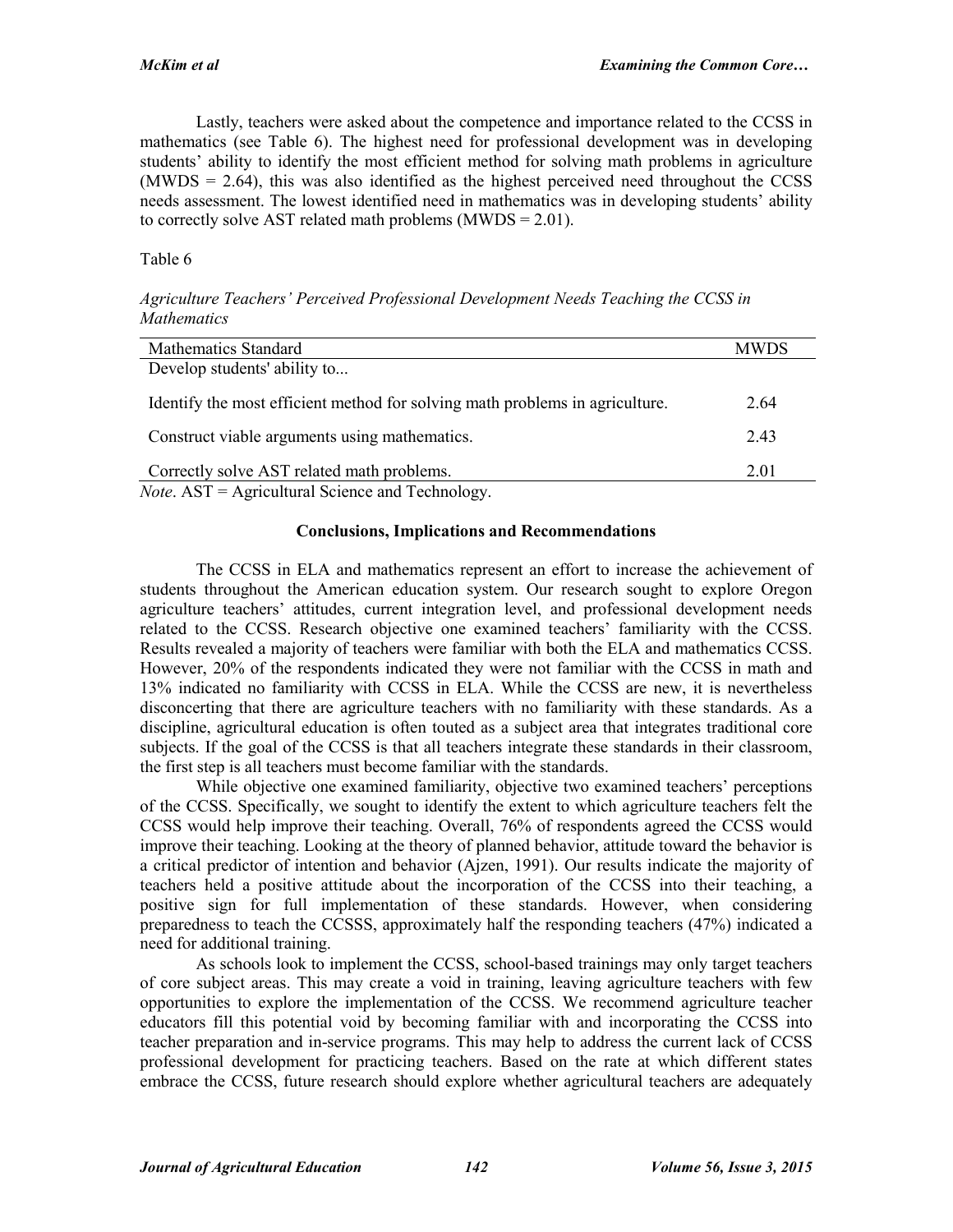Lastly, teachers were asked about the competence and importance related to the CCSS in mathematics (see Table 6). The highest need for professional development was in developing students' ability to identify the most efficient method for solving math problems in agriculture (MWDS = 2.64), this was also identified as the highest perceived need throughout the CCSS needs assessment. The lowest identified need in mathematics was in developing students' ability to correctly solve AST related math problems (MWDS = 2.01).

Table 6

*Agriculture Teachers' Perceived Professional Development Needs Teaching the CCSS in Mathematics*

| Mathematics Standard | MWDS |
|---|---|
| Develop students' ability to... | |
| Identify the most efficient method for solving math problems in agriculture. | 2.64 |
| Construct viable arguments using mathematics. | 2.43 |
| Correctly solve AST related math problems. | 2.01 |

*Note*. AST = Agricultural Science and Technology.

**Conclusions, Implications and Recommendations**

The CCSS in ELA and mathematics represent an effort to increase the achievement of students throughout the American education system. Our research sought to explore Oregon agriculture teachers' attitudes, current integration level, and professional development needs related to the CCSS. Research objective one examined teachers' familiarity with the CCSS. Results revealed a majority of teachers were familiar with both the ELA and mathematics CCSS. However, 20% of the respondents indicated they were not familiar with the CCSS in math and 13% indicated no familiarity with CCSS in ELA. While the CCSS are new, it is nevertheless disconcerting that there are agriculture teachers with no familiarity with these standards. As a discipline, agricultural education is often touted as a subject area that integrates traditional core subjects. If the goal of the CCSS is that all teachers integrate these standards in their classroom, the first step is all teachers must become familiar with the standards.

While objective one examined familiarity, objective two examined teachers' perceptions of the CCSS. Specifically, we sought to identify the extent to which agriculture teachers felt the CCSS would help improve their teaching. Overall, 76% of respondents agreed the CCSS would improve their teaching. Looking at the theory of planned behavior, attitude toward the behavior is a critical predictor of intention and behavior (Ajzen, 1991). Our results indicate the majority of teachers held a positive attitude about the incorporation of the CCSS into their teaching, a positive sign for full implementation of these standards. However, when considering preparedness to teach the CCSSS, approximately half the responding teachers (47%) indicated a need for additional training.

As schools look to implement the CCSS, school-based trainings may only target teachers of core subject areas. This may create a void in training, leaving agriculture teachers with few opportunities to explore the implementation of the CCSS. We recommend agriculture teacher educators fill this potential void by becoming familiar with and incorporating the CCSS into teacher preparation and in-service programs. This may help to address the current lack of CCSS professional development for practicing teachers. Based on the rate at which different states embrace the CCSS, future research should explore whether agricultural teachers are adequately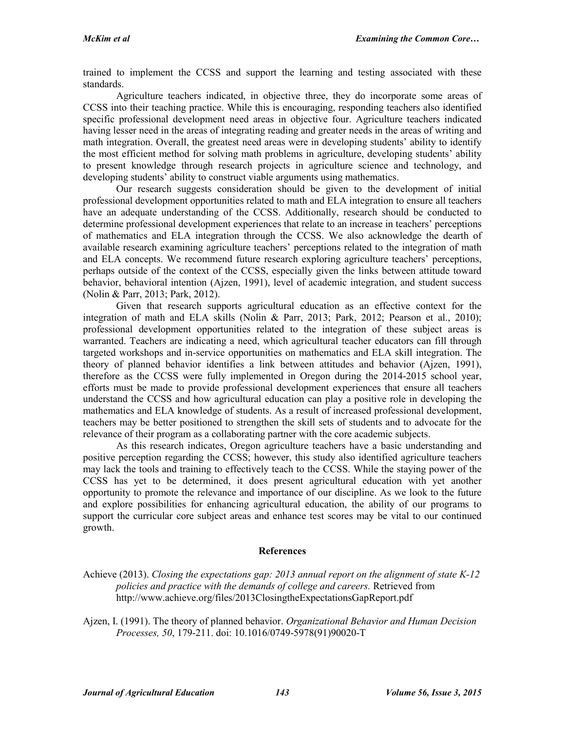trained to implement the CCSS and support the learning and testing associated with these standards.

Agriculture teachers indicated, in objective three, they do incorporate some areas of CCSS into their teaching practice. While this is encouraging, responding teachers also identified specific professional development need areas in objective four. Agriculture teachers indicated having lesser need in the areas of integrating reading and greater needs in the areas of writing and math integration. Overall, the greatest need areas were in developing students' ability to identify the most efficient method for solving math problems in agriculture, developing students' ability to present knowledge through research projects in agriculture science and technology, and developing students' ability to construct viable arguments using mathematics.

Our research suggests consideration should be given to the development of initial professional development opportunities related to math and ELA integration to ensure all teachers have an adequate understanding of the CCSS. Additionally, research should be conducted to determine professional development experiences that relate to an increase in teachers' perceptions of mathematics and ELA integration through the CCSS. We also acknowledge the dearth of available research examining agriculture teachers' perceptions related to the integration of math and ELA concepts. We recommend future research exploring agriculture teachers' perceptions, perhaps outside of the context of the CCSS, especially given the links between attitude toward behavior, behavioral intention (Ajzen, 1991), level of academic integration, and student success (Nolin & Parr, 2013; Park, 2012).

Given that research supports agricultural education as an effective context for the integration of math and ELA skills (Nolin & Parr, 2013; Park, 2012; Pearson et al., 2010); professional development opportunities related to the integration of these subject areas is warranted. Teachers are indicating a need, which agricultural teacher educators can fill through targeted workshops and in-service opportunities on mathematics and ELA skill integration. The theory of planned behavior identifies a link between attitudes and behavior (Ajzen, 1991), therefore as the CCSS were fully implemented in Oregon during the 2014-2015 school year, efforts must be made to provide professional development experiences that ensure all teachers understand the CCSS and how agricultural education can play a positive role in developing the mathematics and ELA knowledge of students. As a result of increased professional development, teachers may be better positioned to strengthen the skill sets of students and to advocate for the relevance of their program as a collaborating partner with the core academic subjects.

As this research indicates, Oregon agriculture teachers have a basic understanding and positive perception regarding the CCSS; however, this study also identified agriculture teachers may lack the tools and training to effectively teach to the CCSS. While the staying power of the CCSS has yet to be determined, it does present agricultural education with yet another opportunity to promote the relevance and importance of our discipline. As we look to the future and explore possibilities for enhancing agricultural education, the ability of our programs to support the curricular core subject areas and enhance test scores may be vital to our continued growth.

## References

Achieve (2013). *Closing the expectations gap: 2013 annual report on the alignment of state K-12 policies and practice with the demands of college and careers.* Retrieved from http://www.achieve.org/files/2013ClosingtheExpectationsGapReport.pdf

Ajzen, I. (1991). The theory of planned behavior. *Organizational Behavior and Human Decision Processes, 50*, 179-211. doi: 10.1016/0749-5978(91)90020-T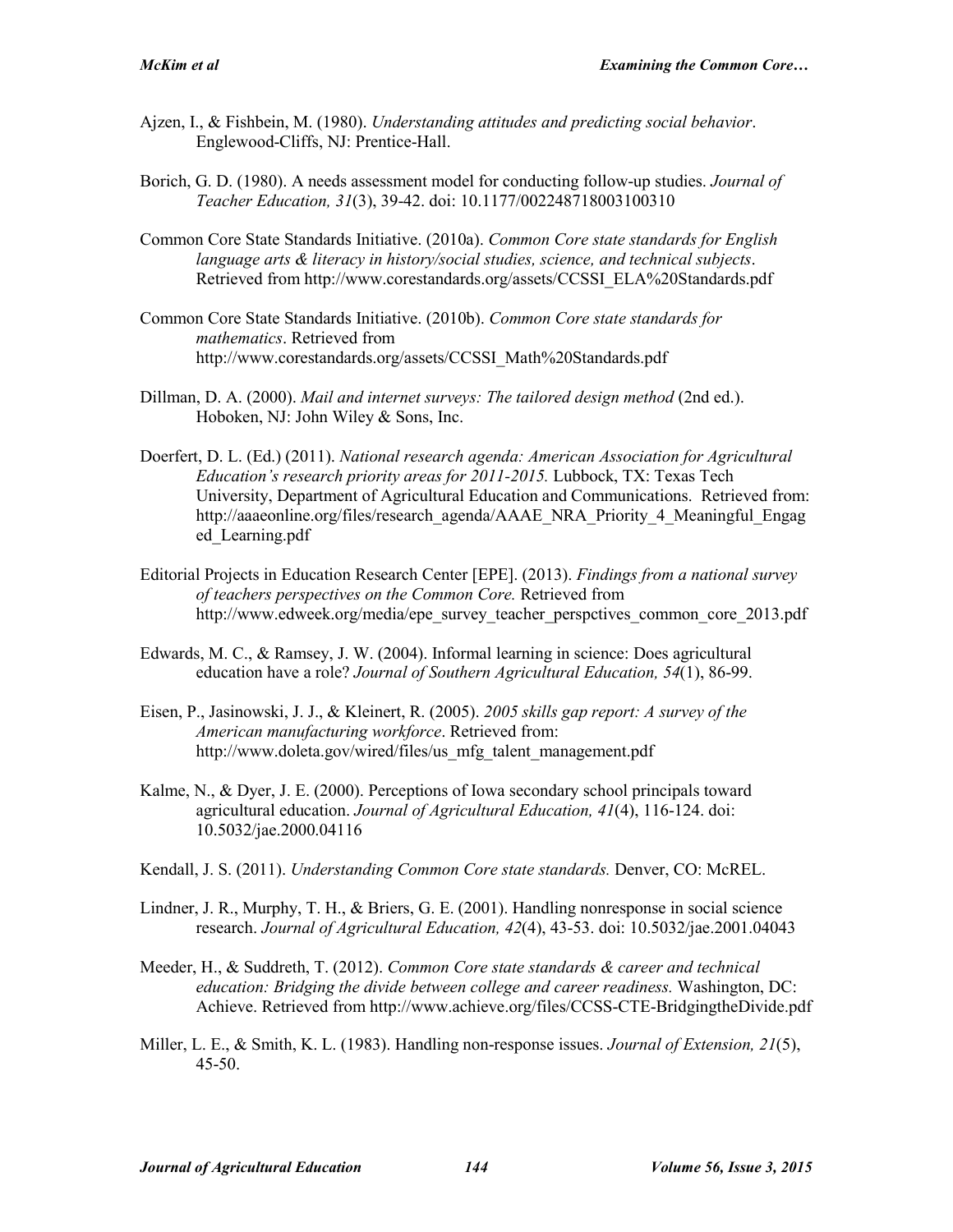Ajzen, I., & Fishbein, M. (1980). *Understanding attitudes and predicting social behavior*. Englewood-Cliffs, NJ: Prentice-Hall.

Borich, G. D. (1980). A needs assessment model for conducting follow-up studies. *Journal of Teacher Education, 31*(3), 39-42. doi: 10.1177/002248718003100310

Common Core State Standards Initiative. (2010a). *Common Core state standards for English language arts & literacy in history/social studies, science, and technical subjects*. Retrieved from http://www.corestandards.org/assets/CCSSI_ELA%20Standards.pdf

Common Core State Standards Initiative. (2010b). *Common Core state standards for mathematics*. Retrieved from http://www.corestandards.org/assets/CCSSI_Math%20Standards.pdf

Dillman, D. A. (2000). *Mail and internet surveys: The tailored design method* (2nd ed.). Hoboken, NJ: John Wiley & Sons, Inc.

Doerfert, D. L. (Ed.) (2011). *National research agenda: American Association for Agricultural Education's research priority areas for 2011-2015.* Lubbock, TX: Texas Tech University, Department of Agricultural Education and Communications. Retrieved from: http://aaaeonline.org/files/research_agenda/AAAE_NRA_Priority_4_Meaningful_Engaged_Learning.pdf

Editorial Projects in Education Research Center [EPE]. (2013). *Findings from a national survey of teachers perspectives on the Common Core.* Retrieved from http://www.edweek.org/media/epe_survey_teacher_perspctives_common_core_2013.pdf

Edwards, M. C., & Ramsey, J. W. (2004). Informal learning in science: Does agricultural education have a role? *Journal of Southern Agricultural Education, 54*(1), 86-99.

Eisen, P., Jasinowski, J. J., & Kleinert, R. (2005). *2005 skills gap report: A survey of the American manufacturing workforce*. Retrieved from: http://www.doleta.gov/wired/files/us_mfg_talent_management.pdf

Kalme, N., & Dyer, J. E. (2000). Perceptions of Iowa secondary school principals toward agricultural education. *Journal of Agricultural Education, 41*(4), 116-124. doi: 10.5032/jae.2000.04116

Kendall, J. S. (2011). *Understanding Common Core state standards.* Denver, CO: McREL.

Lindner, J. R., Murphy, T. H., & Briers, G. E. (2001). Handling nonresponse in social science research. *Journal of Agricultural Education, 42*(4), 43-53. doi: 10.5032/jae.2001.04043

Meeder, H., & Suddreth, T. (2012). *Common Core state standards & career and technical education: Bridging the divide between college and career readiness.* Washington, DC: Achieve. Retrieved from http://www.achieve.org/files/CCSS-CTE-BridgingtheDivide.pdf

Miller, L. E., & Smith, K. L. (1983). Handling non-response issues. *Journal of Extension, 21*(5), 45-50.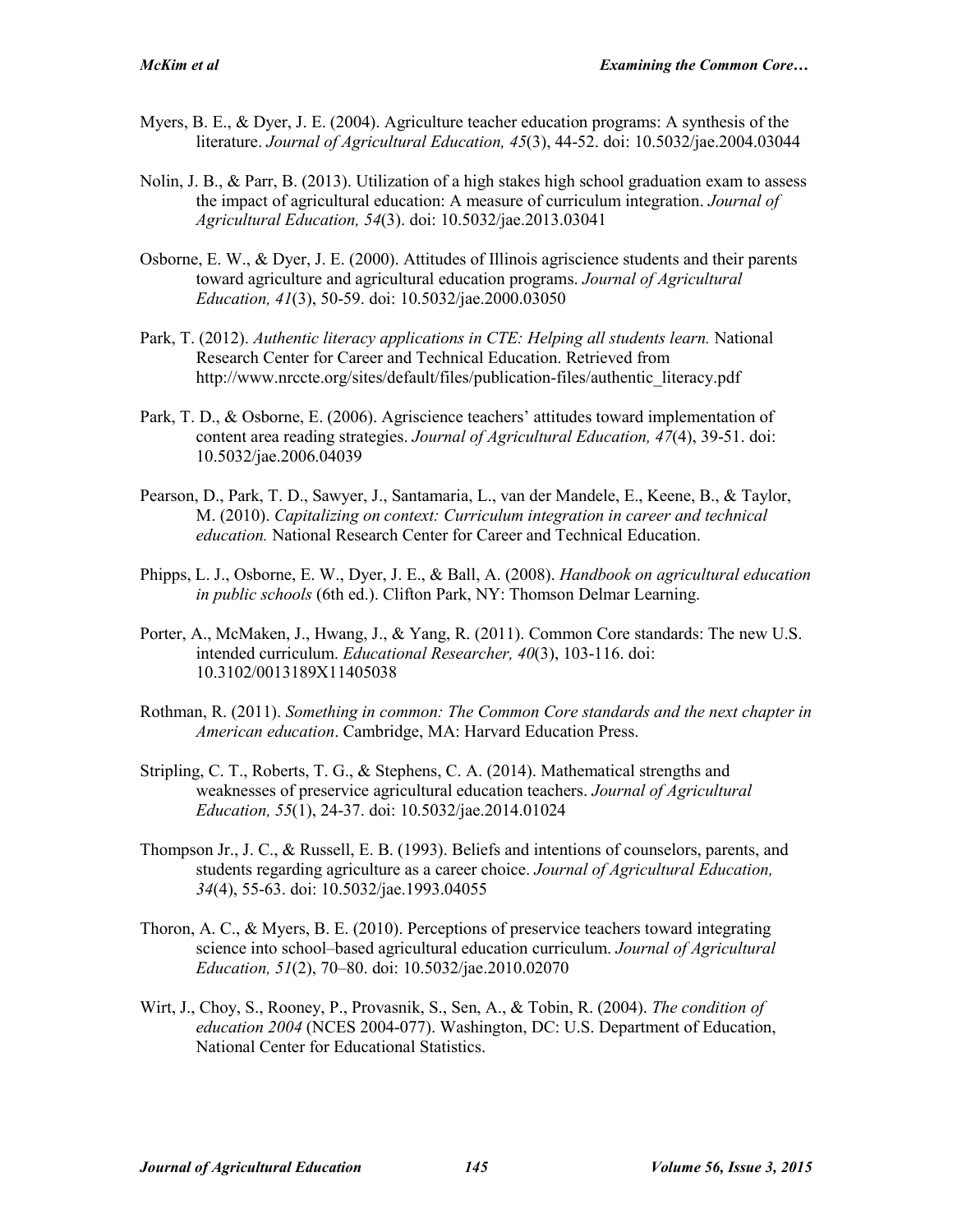Myers, B. E., & Dyer, J. E. (2004). Agriculture teacher education programs: A synthesis of the literature. *Journal of Agricultural Education, 45*(3), 44-52. doi: 10.5032/jae.2004.03044

Nolin, J. B., & Parr, B. (2013). Utilization of a high stakes high school graduation exam to assess the impact of agricultural education: A measure of curriculum integration. *Journal of Agricultural Education, 54*(3). doi: 10.5032/jae.2013.03041

Osborne, E. W., & Dyer, J. E. (2000). Attitudes of Illinois agriscience students and their parents toward agriculture and agricultural education programs. *Journal of Agricultural Education, 41*(3), 50-59. doi: 10.5032/jae.2000.03050

Park, T. (2012). *Authentic literacy applications in CTE: Helping all students learn.* National Research Center for Career and Technical Education. Retrieved from http://www.nrccte.org/sites/default/files/publication-files/authentic_literacy.pdf

Park, T. D., & Osborne, E. (2006). Agriscience teachers' attitudes toward implementation of content area reading strategies. *Journal of Agricultural Education, 47*(4), 39-51. doi: 10.5032/jae.2006.04039

Pearson, D., Park, T. D., Sawyer, J., Santamaria, L., van der Mandele, E., Keene, B., & Taylor, M. (2010). *Capitalizing on context: Curriculum integration in career and technical education.* National Research Center for Career and Technical Education.

Phipps, L. J., Osborne, E. W., Dyer, J. E., & Ball, A. (2008). *Handbook on agricultural education in public schools* (6th ed.). Clifton Park, NY: Thomson Delmar Learning.

Porter, A., McMaken, J., Hwang, J., & Yang, R. (2011). Common Core standards: The new U.S. intended curriculum. *Educational Researcher, 40*(3), 103-116. doi: 10.3102/0013189X11405038

Rothman, R. (2011). *Something in common: The Common Core standards and the next chapter in American education*. Cambridge, MA: Harvard Education Press.

Stripling, C. T., Roberts, T. G., & Stephens, C. A. (2014). Mathematical strengths and weaknesses of preservice agricultural education teachers. *Journal of Agricultural Education, 55*(1), 24-37. doi: 10.5032/jae.2014.01024

Thompson Jr., J. C., & Russell, E. B. (1993). Beliefs and intentions of counselors, parents, and students regarding agriculture as a career choice. *Journal of Agricultural Education, 34*(4), 55-63. doi: 10.5032/jae.1993.04055

Thoron, A. C., & Myers, B. E. (2010). Perceptions of preservice teachers toward integrating science into school–based agricultural education curriculum. *Journal of Agricultural Education, 51*(2), 70–80. doi: 10.5032/jae.2010.02070

Wirt, J., Choy, S., Rooney, P., Provasnik, S., Sen, A., & Tobin, R. (2004). *The condition of education 2004* (NCES 2004-077). Washington, DC: U.S. Department of Education, National Center for Educational Statistics.